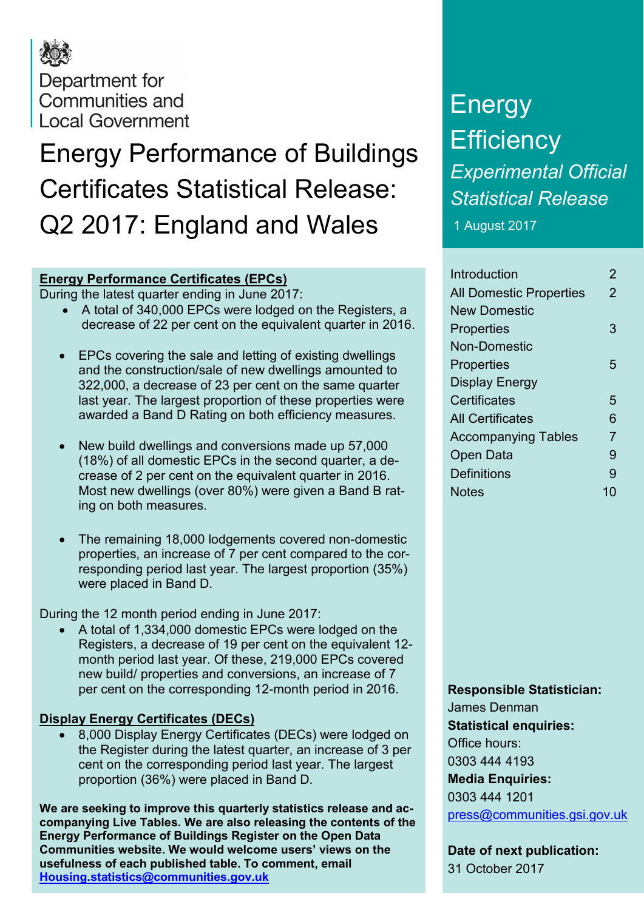Department for Communities and Local Government

# Energy Performance of Buildings Certificates Statistical Release: Q2 2017: England and Wales

## Energy Efficiency

*Experimental Official Statistical Release*

1 August 2017

**Energy Performance Certificates (EPCs)**

During the latest quarter ending in June 2017:

- A total of 340,000 EPCs were lodged on the Registers, a decrease of 22 per cent on the equivalent quarter in 2016.
- EPCs covering the sale and letting of existing dwellings and the construction/sale of new dwellings amounted to 322,000, a decrease of 23 per cent on the same quarter last year. The largest proportion of these properties were awarded a Band D Rating on both efficiency measures.
- New build dwellings and conversions made up 57,000 (18%) of all domestic EPCs in the second quarter, a decrease of 2 per cent on the equivalent quarter in 2016. Most new dwellings (over 80%) were given a Band B rating on both measures.
- The remaining 18,000 lodgements covered non-domestic properties, an increase of 7 per cent compared to the corresponding period last year. The largest proportion (35%) were placed in Band D.

During the 12 month period ending in June 2017:

- A total of 1,334,000 domestic EPCs were lodged on the Registers, a decrease of 19 per cent on the equivalent 12-month period last year. Of these, 219,000 EPCs covered new build/ properties and conversions, an increase of 7 per cent on the corresponding 12-month period in 2016.

**Display Energy Certificates (DECs)**

- 8,000 Display Energy Certificates (DECs) were lodged on the Register during the latest quarter, an increase of 3 per cent on the corresponding period last year. The largest proportion (36%) were placed in Band D.

**We are seeking to improve this quarterly statistics release and accompanying Live Tables. We are also releasing the contents of the Energy Performance of Buildings Register on the Open Data Communities website. We would welcome users' views on the usefulness of each published table. To comment, email [Housing.statistics@communities.gov.uk](mailto:Housing.statistics@communities.gov.uk)**

| | |
|---|---|
| Introduction | 2 |
| All Domestic Properties | 2 |
| New Domestic Properties | 3 |
| Non-Domestic Properties | 5 |
| Display Energy Certificates | 5 |
| All Certificates | 6 |
| Accompanying Tables | 7 |
| Open Data | 9 |
| Definitions | 9 |
| Notes | 10 |

**Responsible Statistician:**
James Denman

**Statistical enquiries:**
Office hours:
0303 444 4193

**Media Enquiries:**
0303 444 1201
[press@communities.gsi.gov.uk](mailto:press@communities.gsi.gov.uk)

**Date of next publication:**
31 October 2017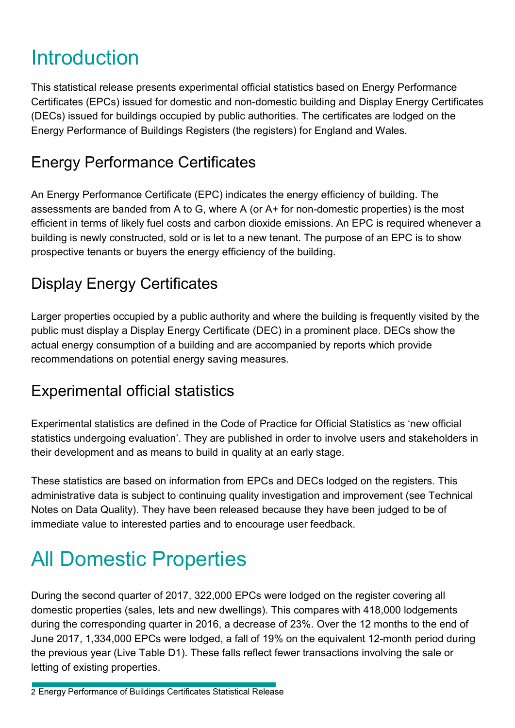# Introduction

This statistical release presents experimental official statistics based on Energy Performance Certificates (EPCs) issued for domestic and non-domestic building and Display Energy Certificates (DECs) issued for buildings occupied by public authorities. The certificates are lodged on the Energy Performance of Buildings Registers (the registers) for England and Wales.

## Energy Performance Certificates

An Energy Performance Certificate (EPC) indicates the energy efficiency of building. The assessments are banded from A to G, where A (or A+ for non-domestic properties) is the most efficient in terms of likely fuel costs and carbon dioxide emissions. An EPC is required whenever a building is newly constructed, sold or is let to a new tenant. The purpose of an EPC is to show prospective tenants or buyers the energy efficiency of the building.

## Display Energy Certificates

Larger properties occupied by a public authority and where the building is frequently visited by the public must display a Display Energy Certificate (DEC) in a prominent place. DECs show the actual energy consumption of a building and are accompanied by reports which provide recommendations on potential energy saving measures.

## Experimental official statistics

Experimental statistics are defined in the Code of Practice for Official Statistics as 'new official statistics undergoing evaluation'. They are published in order to involve users and stakeholders in their development and as means to build in quality at an early stage.

These statistics are based on information from EPCs and DECs lodged on the registers. This administrative data is subject to continuing quality investigation and improvement (see Technical Notes on Data Quality). They have been released because they have been judged to be of immediate value to interested parties and to encourage user feedback.

# All Domestic Properties

During the second quarter of 2017, 322,000 EPCs were lodged on the register covering all domestic properties (sales, lets and new dwellings). This compares with 418,000 lodgements during the corresponding quarter in 2016, a decrease of 23%. Over the 12 months to the end of June 2017, 1,334,000 EPCs were lodged, a fall of 19% on the equivalent 12-month period during the previous year (Live Table D1). These falls reflect fewer transactions involving the sale or letting of existing properties.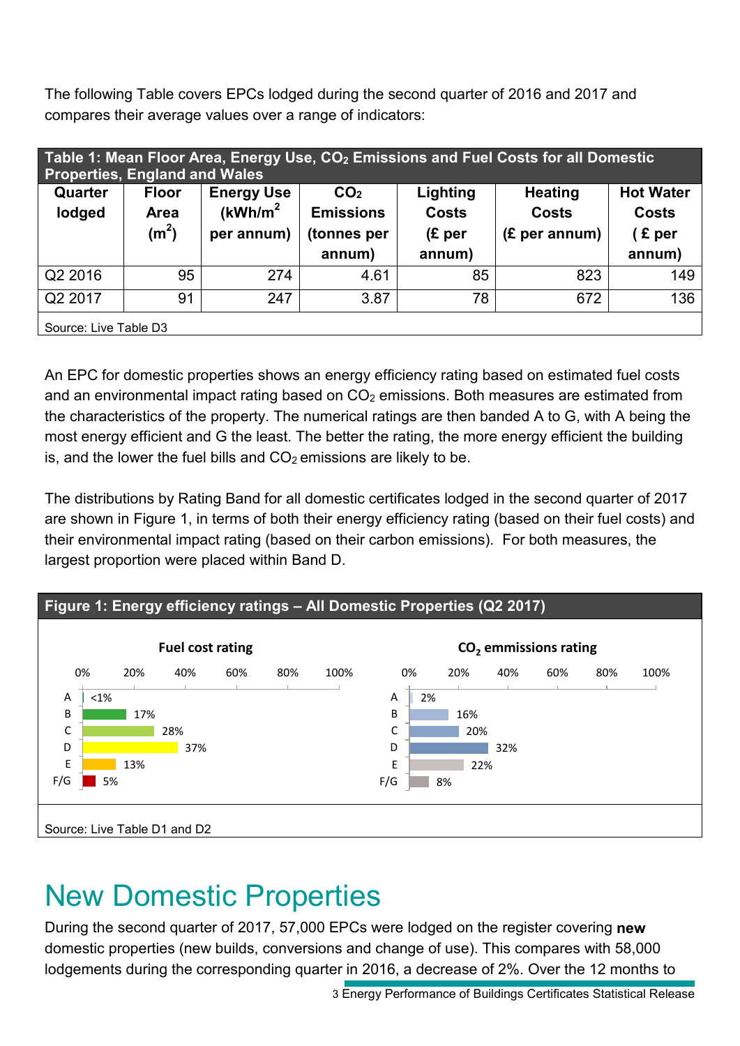The following Table covers EPCs lodged during the second quarter of 2016 and 2017 and compares their average values over a range of indicators:

**Table 1: Mean Floor Area, Energy Use, $CO_2$ Emissions and Fuel Costs for all Domestic Properties, England and Wales**

| Quarter lodged | Floor Area ($m^2$) | Energy Use ($kWh/m^2$ per annum) | $CO_2$ Emissions (tonnes per annum) | Lighting Costs (£ per annum) | Heating Costs (£ per annum) | Hot Water Costs ( £ per annum) |
|---|---|---|---|---|---|---|
| Q2 2016 | 95 | 274 | 4.61 | 85 | 823 | 149 |
| Q2 2017 | 91 | 247 | 3.87 | 78 | 672 | 136 |

Source: Live Table D3

An EPC for domestic properties shows an energy efficiency rating based on estimated fuel costs and an environmental impact rating based on $CO_2$ emissions. Both measures are estimated from the characteristics of the property. The numerical ratings are then banded A to G, with A being the most energy efficient and G the least. The better the rating, the more energy efficient the building is, and the lower the fuel bills and $CO_2$ emissions are likely to be.

The distributions by Rating Band for all domestic certificates lodged in the second quarter of 2017 are shown in Figure 1, in terms of both their energy efficiency rating (based on their fuel costs) and their environmental impact rating (based on their carbon emissions). For both measures, the largest proportion were placed within Band D.

**Figure 1: Energy efficiency ratings – All Domestic Properties (Q2 2017)**

| Band | Fuel cost rating | $CO_2$ emmissions rating |
|---|---|---|
| A | <1% | 2% |
| B | 17% | 16% |
| C | 28% | 20% |
| D | 37% | 32% |
| E | 13% | 22% |
| F/G | 5% | 8% |

Source: Live Table D1 and D2

# New Domestic Properties

During the second quarter of 2017, 57,000 EPCs were lodged on the register covering **new** domestic properties (new builds, conversions and change of use). This compares with 58,000 lodgements during the corresponding quarter in 2016, a decrease of 2%. Over the 12 months to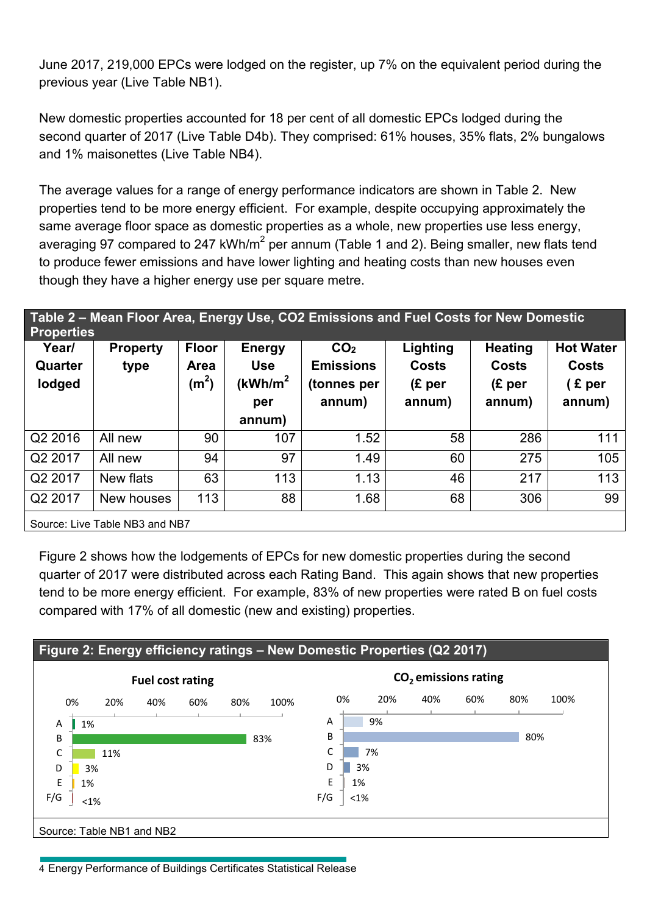June 2017, 219,000 EPCs were lodged on the register, up 7% on the equivalent period during the previous year (Live Table NB1).

New domestic properties accounted for 18 per cent of all domestic EPCs lodged during the second quarter of 2017 (Live Table D4b). They comprised: 61% houses, 35% flats, 2% bungalows and 1% maisonettes (Live Table NB4).

The average values for a range of energy performance indicators are shown in Table 2. New properties tend to be more energy efficient. For example, despite occupying approximately the same average floor space as domestic properties as a whole, new properties use less energy, averaging 97 compared to 247 kWh/m$^2$ per annum (Table 1 and 2). Being smaller, new flats tend to produce fewer emissions and have lower lighting and heating costs than new houses even though they have a higher energy use per square metre.

**Table 2 – Mean Floor Area, Energy Use, CO2 Emissions and Fuel Costs for New Domestic Properties**

| Year/ Quarter lodged | Property type | Floor Area ($m^2$) | Energy Use (kWh/$m^2$ per annum) | $CO_2$ Emissions (tonnes per annum) | Lighting Costs (£ per annum) | Heating Costs (£ per annum) | Hot Water Costs ( £ per annum) |
|---|---|---|---|---|---|---|---|
| Q2 2016 | All new | 90 | 107 | 1.52 | 58 | 286 | 111 |
| Q2 2017 | All new | 94 | 97 | 1.49 | 60 | 275 | 105 |
| Q2 2017 | New flats | 63 | 113 | 1.13 | 46 | 217 | 113 |
| Q2 2017 | New houses | 113 | 88 | 1.68 | 68 | 306 | 99 |

Source: Live Table NB3 and NB7

Figure 2 shows how the lodgements of EPCs for new domestic properties during the second quarter of 2017 were distributed across each Rating Band. This again shows that new properties tend to be more energy efficient. For example, 83% of new properties were rated B on fuel costs compared with 17% of all domestic (new and existing) properties.

**Figure 2: Energy efficiency ratings – New Domestic Properties (Q2 2017)**

| Rating | Fuel cost rating | $CO_2$ emissions rating |
|---|---|---|
| A | 1% | 9% |
| B | 83% | 80% |
| C | 11% | 7% |
| D | 3% | 3% |
| E | 1% | 1% |
| F/G | <1% | <1% |

Source: Table NB1 and NB2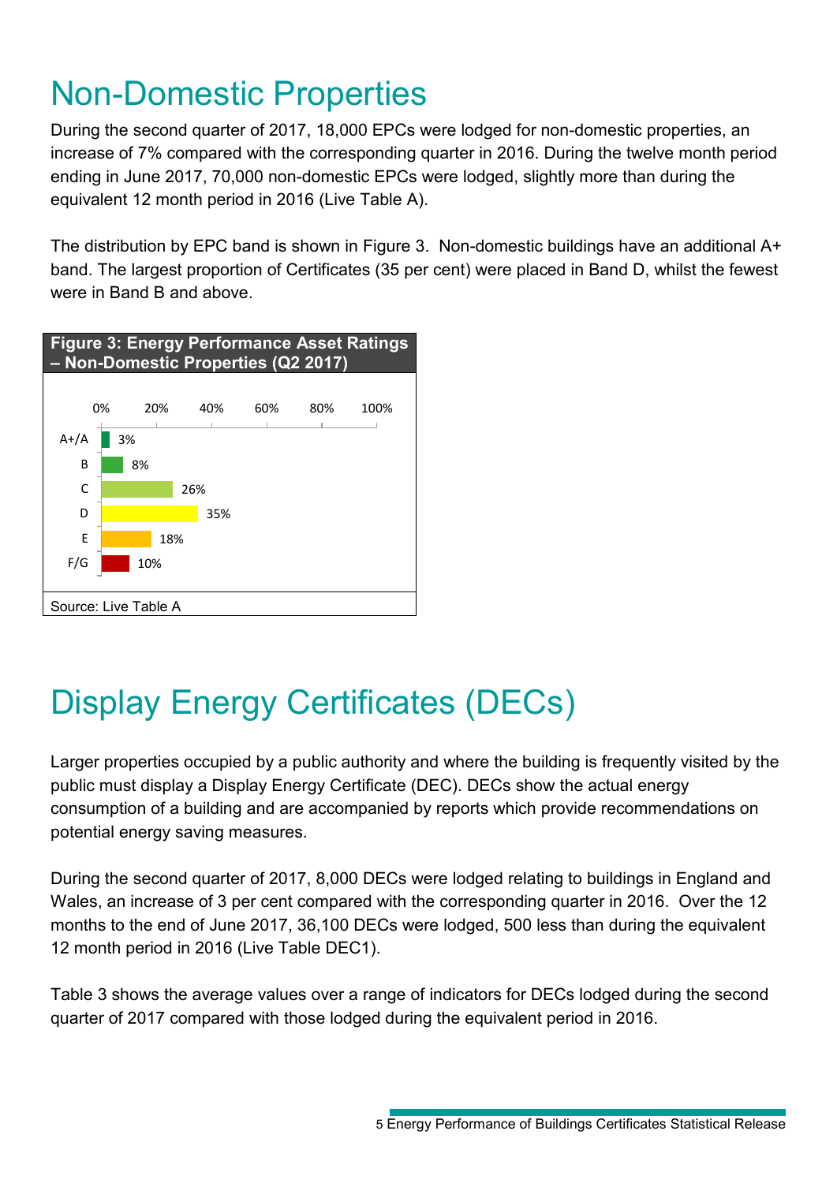# Non-Domestic Properties

During the second quarter of 2017, 18,000 EPCs were lodged for non-domestic properties, an increase of 7% compared with the corresponding quarter in 2016. During the twelve month period ending in June 2017, 70,000 non-domestic EPCs were lodged, slightly more than during the equivalent 12 month period in 2016 (Live Table A).

The distribution by EPC band is shown in Figure 3. Non-domestic buildings have an additional A+ band. The largest proportion of Certificates (35 per cent) were placed in Band D, whilst the fewest were in Band B and above.

**Figure 3: Energy Performance Asset Ratings – Non-Domestic Properties (Q2 2017)**

| Band | Per cent |
|---|---|
| A+/A | 3% |
| B | 8% |
| C | 26% |
| D | 35% |
| E | 18% |
| F/G | 10% |

Source: Live Table A

# Display Energy Certificates (DECs)

Larger properties occupied by a public authority and where the building is frequently visited by the public must display a Display Energy Certificate (DEC). DECs show the actual energy consumption of a building and are accompanied by reports which provide recommendations on potential energy saving measures.

During the second quarter of 2017, 8,000 DECs were lodged relating to buildings in England and Wales, an increase of 3 per cent compared with the corresponding quarter in 2016. Over the 12 months to the end of June 2017, 36,100 DECs were lodged, 500 less than during the equivalent 12 month period in 2016 (Live Table DEC1).

Table 3 shows the average values over a range of indicators for DECs lodged during the second quarter of 2017 compared with those lodged during the equivalent period in 2016.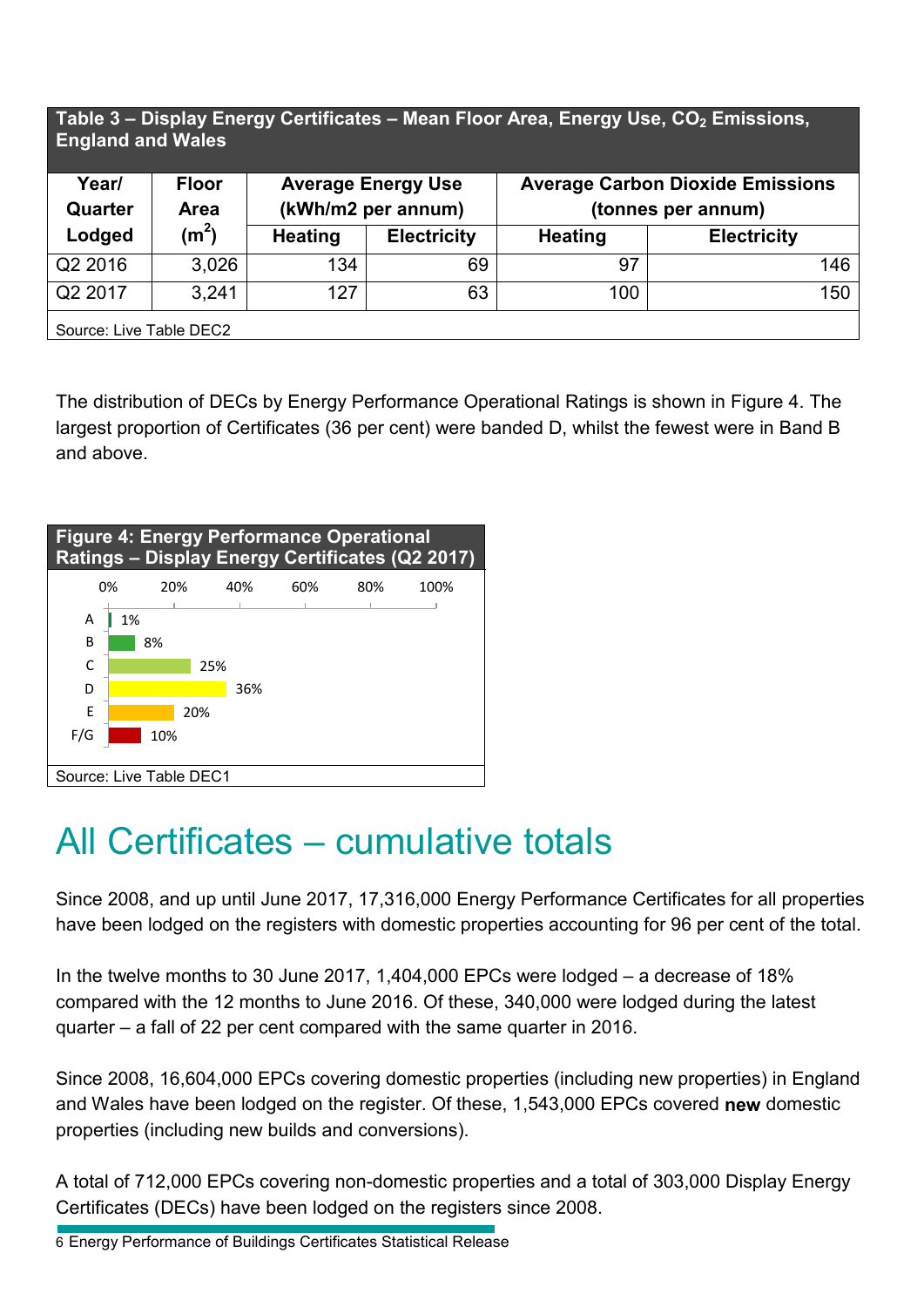**Table 3 – Display Energy Certificates – Mean Floor Area, Energy Use, $CO_2$ Emissions, England and Wales**

| Year/ Quarter Lodged | Floor Area ($m^2$) | Average Energy Use (kWh/m2 per annum) | | Average Carbon Dioxide Emissions (tonnes per annum) | |
|---|---|---|---|---|---|
| | | Heating | Electricity | Heating | Electricity |
| Q2 2016 | 3,026 | 134 | 69 | 97 | 146 |
| Q2 2017 | 3,241 | 127 | 63 | 100 | 150 |

Source: Live Table DEC2

The distribution of DECs by Energy Performance Operational Ratings is shown in Figure 4. The largest proportion of Certificates (36 per cent) were banded D, whilst the fewest were in Band B and above.

**Figure 4: Energy Performance Operational Ratings – Display Energy Certificates (Q2 2017)**

| Rating | Per cent |
|---|---|
| A | 1% |
| B | 8% |
| C | 25% |
| D | 36% |
| E | 20% |
| F/G | 10% |

Source: Live Table DEC1

# All Certificates – cumulative totals

Since 2008, and up until June 2017, 17,316,000 Energy Performance Certificates for all properties have been lodged on the registers with domestic properties accounting for 96 per cent of the total.

In the twelve months to 30 June 2017, 1,404,000 EPCs were lodged – a decrease of 18% compared with the 12 months to June 2016. Of these, 340,000 were lodged during the latest quarter – a fall of 22 per cent compared with the same quarter in 2016.

Since 2008, 16,604,000 EPCs covering domestic properties (including new properties) in England and Wales have been lodged on the register. Of these, 1,543,000 EPCs covered **new** domestic properties (including new builds and conversions).

A total of 712,000 EPCs covering non-domestic properties and a total of 303,000 Display Energy Certificates (DECs) have been lodged on the registers since 2008.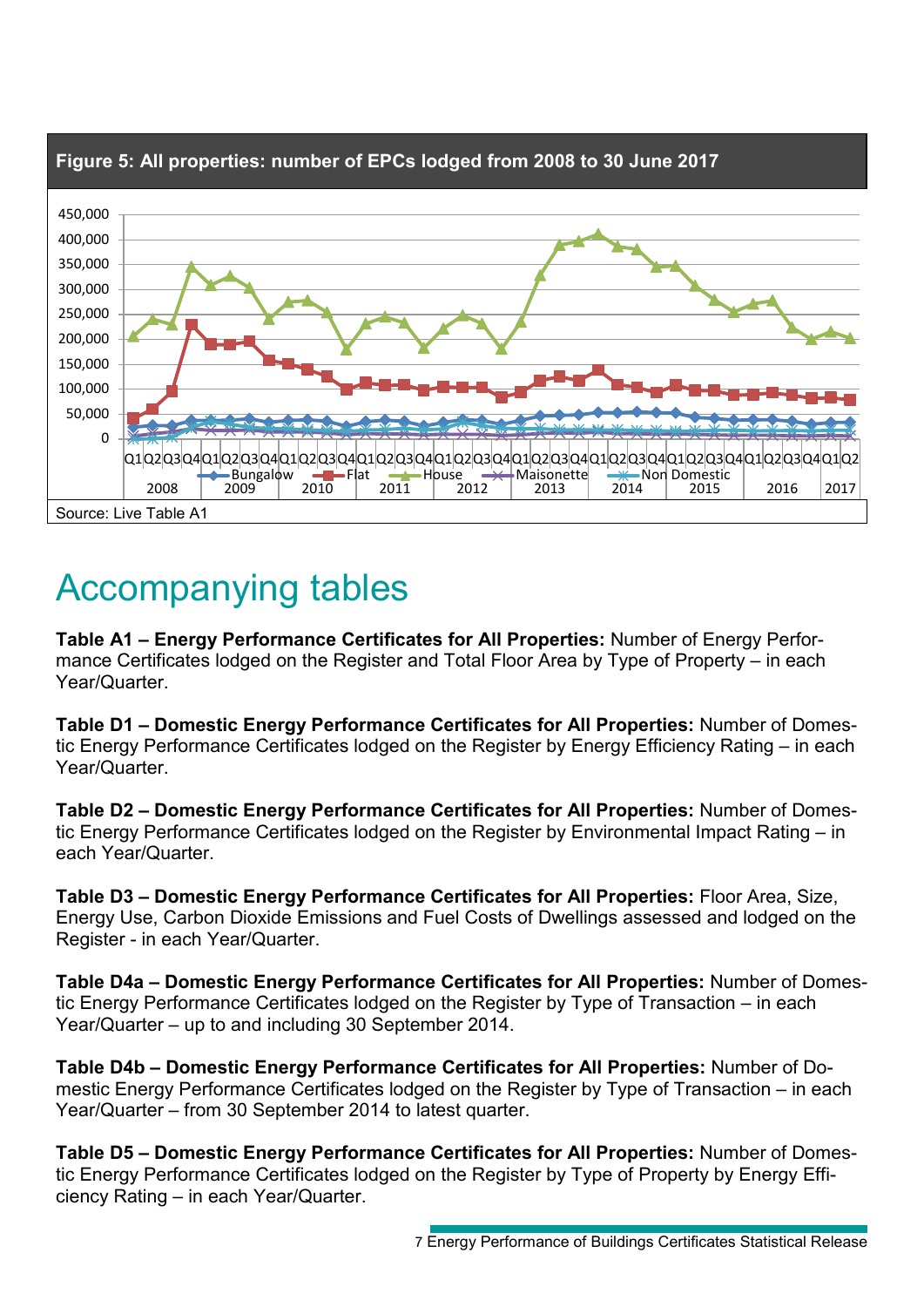**Figure 5: All properties: number of EPCs lodged from 2008 to 30 June 2017**

Source: Live Table A1

# Accompanying tables

**Table A1 – Energy Performance Certificates for All Properties:** Number of Energy Performance Certificates lodged on the Register and Total Floor Area by Type of Property – in each Year/Quarter.

**Table D1 – Domestic Energy Performance Certificates for All Properties:** Number of Domestic Energy Performance Certificates lodged on the Register by Energy Efficiency Rating – in each Year/Quarter.

**Table D2 – Domestic Energy Performance Certificates for All Properties:** Number of Domestic Energy Performance Certificates lodged on the Register by Environmental Impact Rating – in each Year/Quarter.

**Table D3 – Domestic Energy Performance Certificates for All Properties:** Floor Area, Size, Energy Use, Carbon Dioxide Emissions and Fuel Costs of Dwellings assessed and lodged on the Register - in each Year/Quarter.

**Table D4a – Domestic Energy Performance Certificates for All Properties:** Number of Domestic Energy Performance Certificates lodged on the Register by Type of Transaction – in each Year/Quarter – up to and including 30 September 2014.

**Table D4b – Domestic Energy Performance Certificates for All Properties:** Number of Domestic Energy Performance Certificates lodged on the Register by Type of Transaction – in each Year/Quarter – from 30 September 2014 to latest quarter.

**Table D5 – Domestic Energy Performance Certificates for All Properties:** Number of Domestic Energy Performance Certificates lodged on the Register by Type of Property by Energy Efficiency Rating – in each Year/Quarter.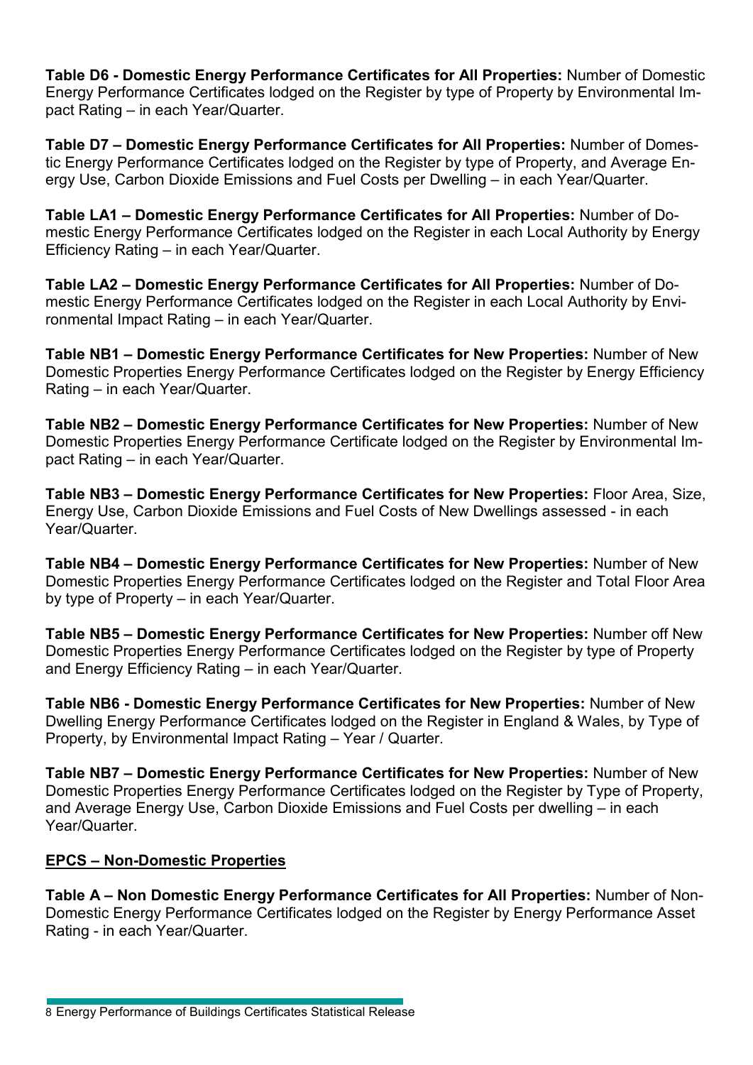**Table D6 - Domestic Energy Performance Certificates for All Properties:** Number of Domestic Energy Performance Certificates lodged on the Register by type of Property by Environmental Impact Rating – in each Year/Quarter.

**Table D7 – Domestic Energy Performance Certificates for All Properties:** Number of Domestic Energy Performance Certificates lodged on the Register by type of Property, and Average Energy Use, Carbon Dioxide Emissions and Fuel Costs per Dwelling – in each Year/Quarter.

**Table LA1 – Domestic Energy Performance Certificates for All Properties:** Number of Domestic Energy Performance Certificates lodged on the Register in each Local Authority by Energy Efficiency Rating – in each Year/Quarter.

**Table LA2 – Domestic Energy Performance Certificates for All Properties:** Number of Domestic Energy Performance Certificates lodged on the Register in each Local Authority by Environmental Impact Rating – in each Year/Quarter.

**Table NB1 – Domestic Energy Performance Certificates for New Properties:** Number of New Domestic Properties Energy Performance Certificates lodged on the Register by Energy Efficiency Rating – in each Year/Quarter.

**Table NB2 – Domestic Energy Performance Certificates for New Properties:** Number of New Domestic Properties Energy Performance Certificate lodged on the Register by Environmental Impact Rating – in each Year/Quarter.

**Table NB3 – Domestic Energy Performance Certificates for New Properties:** Floor Area, Size, Energy Use, Carbon Dioxide Emissions and Fuel Costs of New Dwellings assessed - in each Year/Quarter.

**Table NB4 – Domestic Energy Performance Certificates for New Properties:** Number of New Domestic Properties Energy Performance Certificates lodged on the Register and Total Floor Area by type of Property – in each Year/Quarter.

**Table NB5 – Domestic Energy Performance Certificates for New Properties:** Number off New Domestic Properties Energy Performance Certificates lodged on the Register by type of Property and Energy Efficiency Rating – in each Year/Quarter.

**Table NB6 - Domestic Energy Performance Certificates for New Properties:** Number of New Dwelling Energy Performance Certificates lodged on the Register in England & Wales, by Type of Property, by Environmental Impact Rating – Year / Quarter.

**Table NB7 – Domestic Energy Performance Certificates for New Properties:** Number of New Domestic Properties Energy Performance Certificates lodged on the Register by Type of Property, and Average Energy Use, Carbon Dioxide Emissions and Fuel Costs per dwelling – in each Year/Quarter.

## EPCS – Non-Domestic Properties

**Table A – Non Domestic Energy Performance Certificates for All Properties:** Number of Non-Domestic Energy Performance Certificates lodged on the Register by Energy Performance Asset Rating - in each Year/Quarter.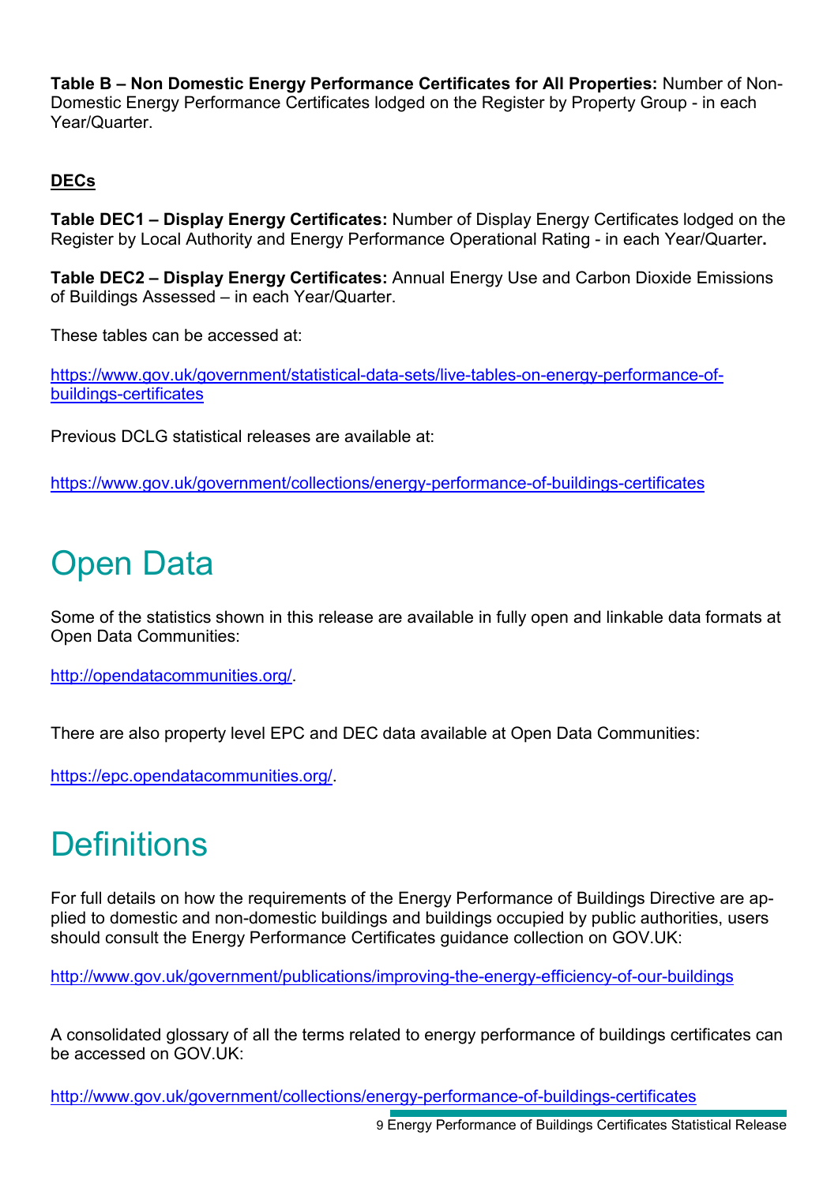**Table B – Non Domestic Energy Performance Certificates for All Properties:** Number of Non-Domestic Energy Performance Certificates lodged on the Register by Property Group - in each Year/Quarter.

**DECs**

**Table DEC1 – Display Energy Certificates:** Number of Display Energy Certificates lodged on the Register by Local Authority and Energy Performance Operational Rating - in each Year/Quarter**.**

**Table DEC2 – Display Energy Certificates:** Annual Energy Use and Carbon Dioxide Emissions of Buildings Assessed – in each Year/Quarter.

These tables can be accessed at:

https://www.gov.uk/government/statistical-data-sets/live-tables-on-energy-performance-of-buildings-certificates

Previous DCLG statistical releases are available at:

https://www.gov.uk/government/collections/energy-performance-of-buildings-certificates

# Open Data

Some of the statistics shown in this release are available in fully open and linkable data formats at Open Data Communities:

http://opendatacommunities.org/.

There are also property level EPC and DEC data available at Open Data Communities:

https://epc.opendatacommunities.org/.

# Definitions

For full details on how the requirements of the Energy Performance of Buildings Directive are applied to domestic and non-domestic buildings and buildings occupied by public authorities, users should consult the Energy Performance Certificates guidance collection on GOV.UK:

http://www.gov.uk/government/publications/improving-the-energy-efficiency-of-our-buildings

A consolidated glossary of all the terms related to energy performance of buildings certificates can be accessed on GOV.UK:

http://www.gov.uk/government/collections/energy-performance-of-buildings-certificates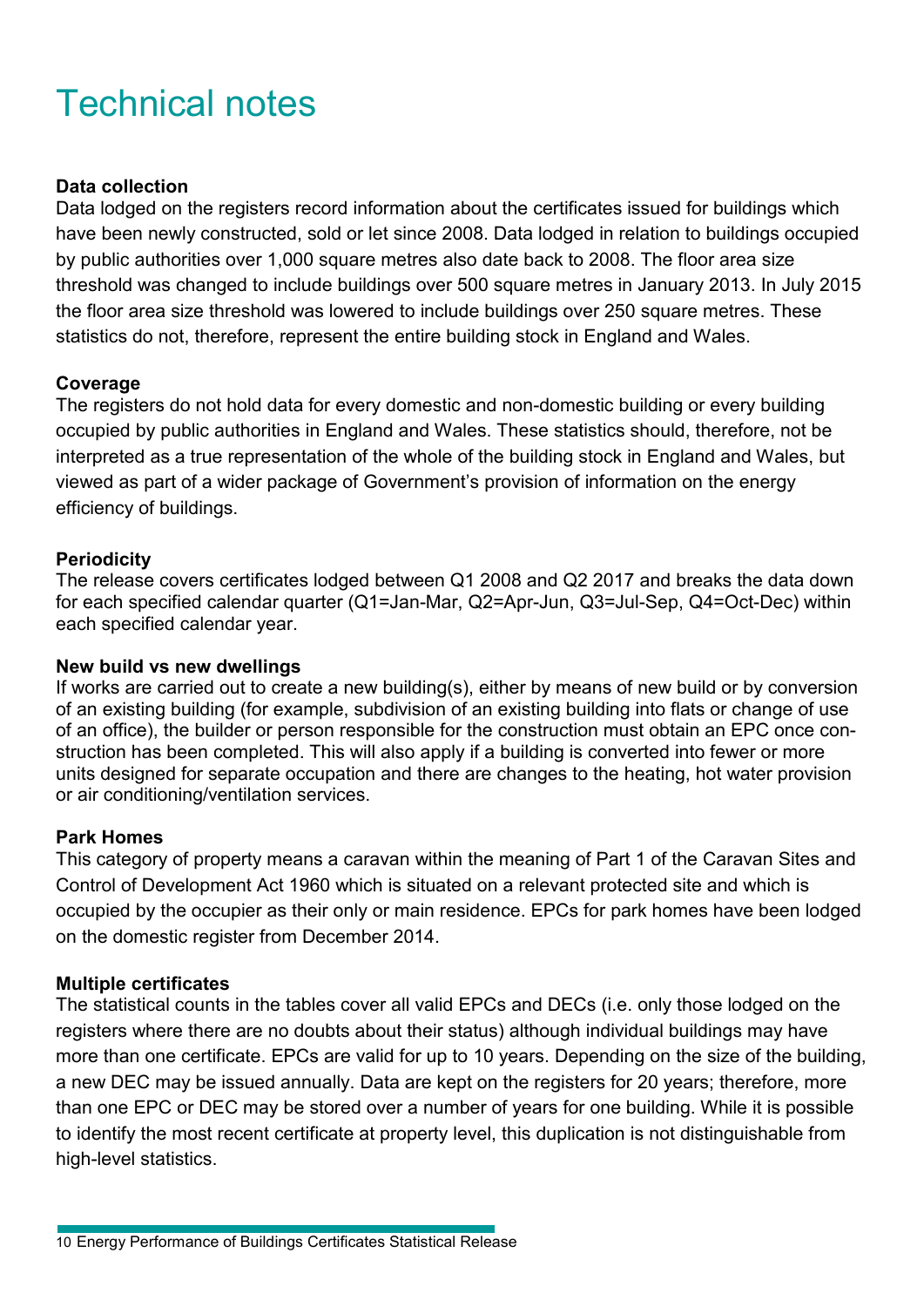# Technical notes

**Data collection**

Data lodged on the registers record information about the certificates issued for buildings which have been newly constructed, sold or let since 2008. Data lodged in relation to buildings occupied by public authorities over 1,000 square metres also date back to 2008. The floor area size threshold was changed to include buildings over 500 square metres in January 2013. In July 2015 the floor area size threshold was lowered to include buildings over 250 square metres. These statistics do not, therefore, represent the entire building stock in England and Wales.

**Coverage**

The registers do not hold data for every domestic and non-domestic building or every building occupied by public authorities in England and Wales. These statistics should, therefore, not be interpreted as a true representation of the whole of the building stock in England and Wales, but viewed as part of a wider package of Government's provision of information on the energy efficiency of buildings.

**Periodicity**

The release covers certificates lodged between Q1 2008 and Q2 2017 and breaks the data down for each specified calendar quarter (Q1=Jan-Mar, Q2=Apr-Jun, Q3=Jul-Sep, Q4=Oct-Dec) within each specified calendar year.

**New build vs new dwellings**

If works are carried out to create a new building(s), either by means of new build or by conversion of an existing building (for example, subdivision of an existing building into flats or change of use of an office), the builder or person responsible for the construction must obtain an EPC once construction has been completed. This will also apply if a building is converted into fewer or more units designed for separate occupation and there are changes to the heating, hot water provision or air conditioning/ventilation services.

**Park Homes**

This category of property means a caravan within the meaning of Part 1 of the Caravan Sites and Control of Development Act 1960 which is situated on a relevant protected site and which is occupied by the occupier as their only or main residence. EPCs for park homes have been lodged on the domestic register from December 2014.

**Multiple certificates**

The statistical counts in the tables cover all valid EPCs and DECs (i.e. only those lodged on the registers where there are no doubts about their status) although individual buildings may have more than one certificate. EPCs are valid for up to 10 years. Depending on the size of the building, a new DEC may be issued annually. Data are kept on the registers for 20 years; therefore, more than one EPC or DEC may be stored over a number of years for one building. While it is possible to identify the most recent certificate at property level, this duplication is not distinguishable from high-level statistics.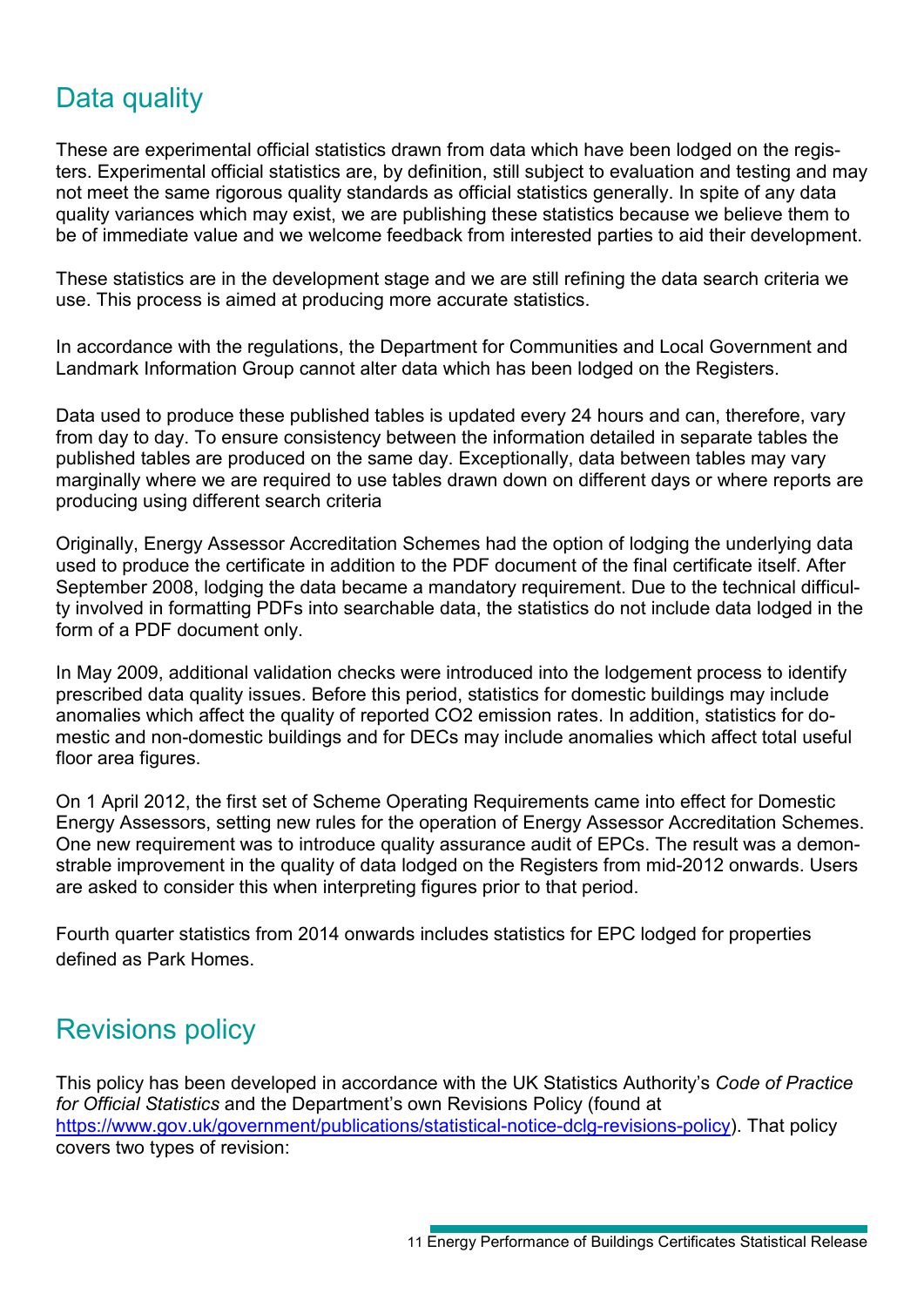## Data quality

These are experimental official statistics drawn from data which have been lodged on the registers. Experimental official statistics are, by definition, still subject to evaluation and testing and may not meet the same rigorous quality standards as official statistics generally. In spite of any data quality variances which may exist, we are publishing these statistics because we believe them to be of immediate value and we welcome feedback from interested parties to aid their development.

These statistics are in the development stage and we are still refining the data search criteria we use. This process is aimed at producing more accurate statistics.

In accordance with the regulations, the Department for Communities and Local Government and Landmark Information Group cannot alter data which has been lodged on the Registers.

Data used to produce these published tables is updated every 24 hours and can, therefore, vary from day to day. To ensure consistency between the information detailed in separate tables the published tables are produced on the same day. Exceptionally, data between tables may vary marginally where we are required to use tables drawn down on different days or where reports are producing using different search criteria

Originally, Energy Assessor Accreditation Schemes had the option of lodging the underlying data used to produce the certificate in addition to the PDF document of the final certificate itself. After September 2008, lodging the data became a mandatory requirement. Due to the technical difficulty involved in formatting PDFs into searchable data, the statistics do not include data lodged in the form of a PDF document only.

In May 2009, additional validation checks were introduced into the lodgement process to identify prescribed data quality issues. Before this period, statistics for domestic buildings may include anomalies which affect the quality of reported CO2 emission rates. In addition, statistics for domestic and non-domestic buildings and for DECs may include anomalies which affect total useful floor area figures.

On 1 April 2012, the first set of Scheme Operating Requirements came into effect for Domestic Energy Assessors, setting new rules for the operation of Energy Assessor Accreditation Schemes. One new requirement was to introduce quality assurance audit of EPCs. The result was a demonstrable improvement in the quality of data lodged on the Registers from mid-2012 onwards. Users are asked to consider this when interpreting figures prior to that period.

Fourth quarter statistics from 2014 onwards includes statistics for EPC lodged for properties defined as Park Homes.

## Revisions policy

This policy has been developed in accordance with the UK Statistics Authority's *Code of Practice for Official Statistics* and the Department's own Revisions Policy (found at https://www.gov.uk/government/publications/statistical-notice-dclg-revisions-policy). That policy covers two types of revision: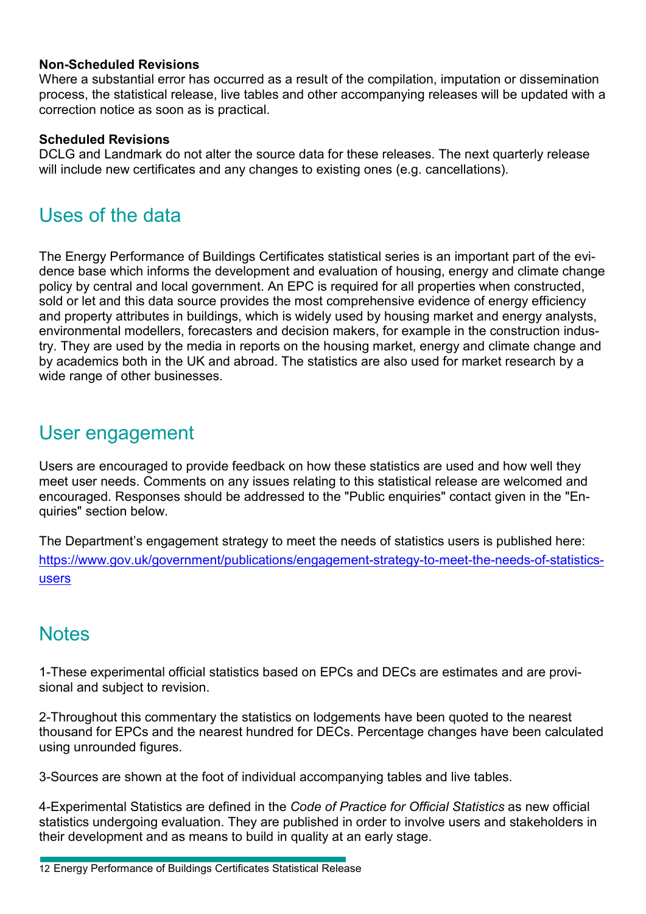**Non-Scheduled Revisions**
Where a substantial error has occurred as a result of the compilation, imputation or dissemination process, the statistical release, live tables and other accompanying releases will be updated with a correction notice as soon as is practical.

**Scheduled Revisions**
DCLG and Landmark do not alter the source data for these releases. The next quarterly release will include new certificates and any changes to existing ones (e.g. cancellations).

## Uses of the data

The Energy Performance of Buildings Certificates statistical series is an important part of the evidence base which informs the development and evaluation of housing, energy and climate change policy by central and local government. An EPC is required for all properties when constructed, sold or let and this data source provides the most comprehensive evidence of energy efficiency and property attributes in buildings, which is widely used by housing market and energy analysts, environmental modellers, forecasters and decision makers, for example in the construction industry. They are used by the media in reports on the housing market, energy and climate change and by academics both in the UK and abroad. The statistics are also used for market research by a wide range of other businesses.

## User engagement

Users are encouraged to provide feedback on how these statistics are used and how well they meet user needs. Comments on any issues relating to this statistical release are welcomed and encouraged. Responses should be addressed to the "Public enquiries" contact given in the "Enquiries" section below.

The Department's engagement strategy to meet the needs of statistics users is published here: [https://www.gov.uk/government/publications/engagement-strategy-to-meet-the-needs-of-statistics-users](https://www.gov.uk/government/publications/engagement-strategy-to-meet-the-needs-of-statistics-users)

## Notes

1-These experimental official statistics based on EPCs and DECs are estimates and are provisional and subject to revision.

2-Throughout this commentary the statistics on lodgements have been quoted to the nearest thousand for EPCs and the nearest hundred for DECs. Percentage changes have been calculated using unrounded figures.

3-Sources are shown at the foot of individual accompanying tables and live tables.

4-Experimental Statistics are defined in the *Code of Practice for Official Statistics* as new official statistics undergoing evaluation. They are published in order to involve users and stakeholders in their development and as means to build in quality at an early stage.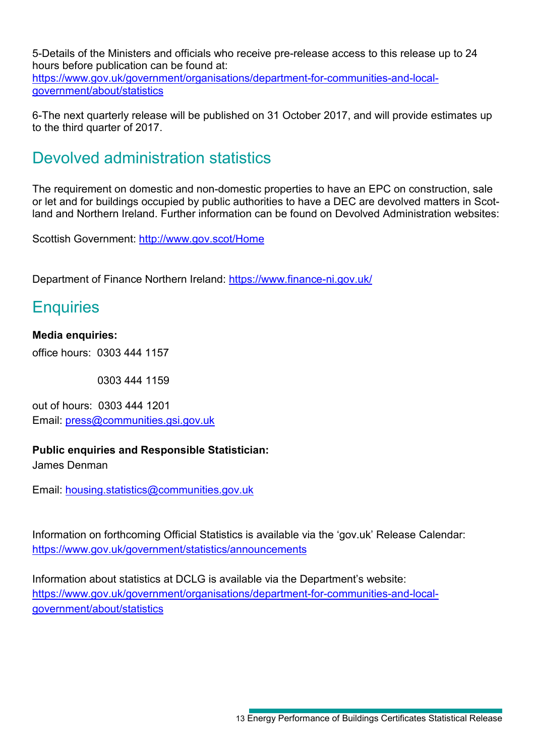5-Details of the Ministers and officials who receive pre-release access to this release up to 24 hours before publication can be found at:
https://www.gov.uk/government/organisations/department-for-communities-and-local-government/about/statistics

6-The next quarterly release will be published on 31 October 2017, and will provide estimates up to the third quarter of 2017.

## Devolved administration statistics

The requirement on domestic and non-domestic properties to have an EPC on construction, sale or let and for buildings occupied by public authorities to have a DEC are devolved matters in Scotland and Northern Ireland. Further information can be found on Devolved Administration websites:

Scottish Government: http://www.gov.scot/Home

Department of Finance Northern Ireland: https://www.finance-ni.gov.uk/

## Enquiries

**Media enquiries:**

office hours: 0303 444 1157

0303 444 1159

out of hours: 0303 444 1201
Email: press@communities.gsi.gov.uk

**Public enquiries and Responsible Statistician:**
James Denman

Email: housing.statistics@communities.gov.uk

Information on forthcoming Official Statistics is available via the 'gov.uk' Release Calendar:
https://www.gov.uk/government/statistics/announcements

Information about statistics at DCLG is available via the Department's website:
https://www.gov.uk/government/organisations/department-for-communities-and-local-government/about/statistics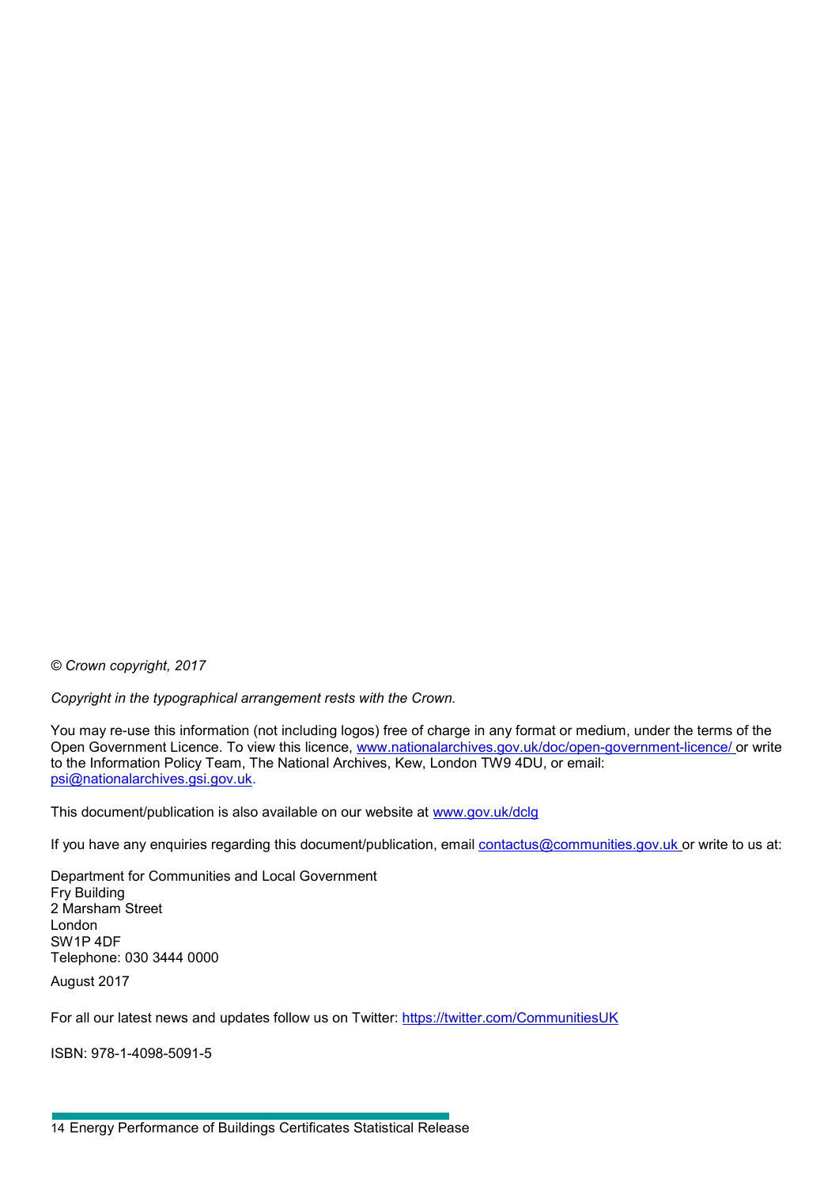*© Crown copyright, 2017*

*Copyright in the typographical arrangement rests with the Crown.*

You may re-use this information (not including logos) free of charge in any format or medium, under the terms of the Open Government Licence. To view this licence, www.nationalarchives.gov.uk/doc/open-government-licence/ or write to the Information Policy Team, The National Archives, Kew, London TW9 4DU, or email: psi@nationalarchives.gsi.gov.uk.

This document/publication is also available on our website at www.gov.uk/dclg

If you have any enquiries regarding this document/publication, email contactus@communities.gov.uk or write to us at:

Department for Communities and Local Government
Fry Building
2 Marsham Street
London
SW1P 4DF
Telephone: 030 3444 0000

August 2017

For all our latest news and updates follow us on Twitter: https://twitter.com/CommunitiesUK

ISBN: 978-1-4098-5091-5